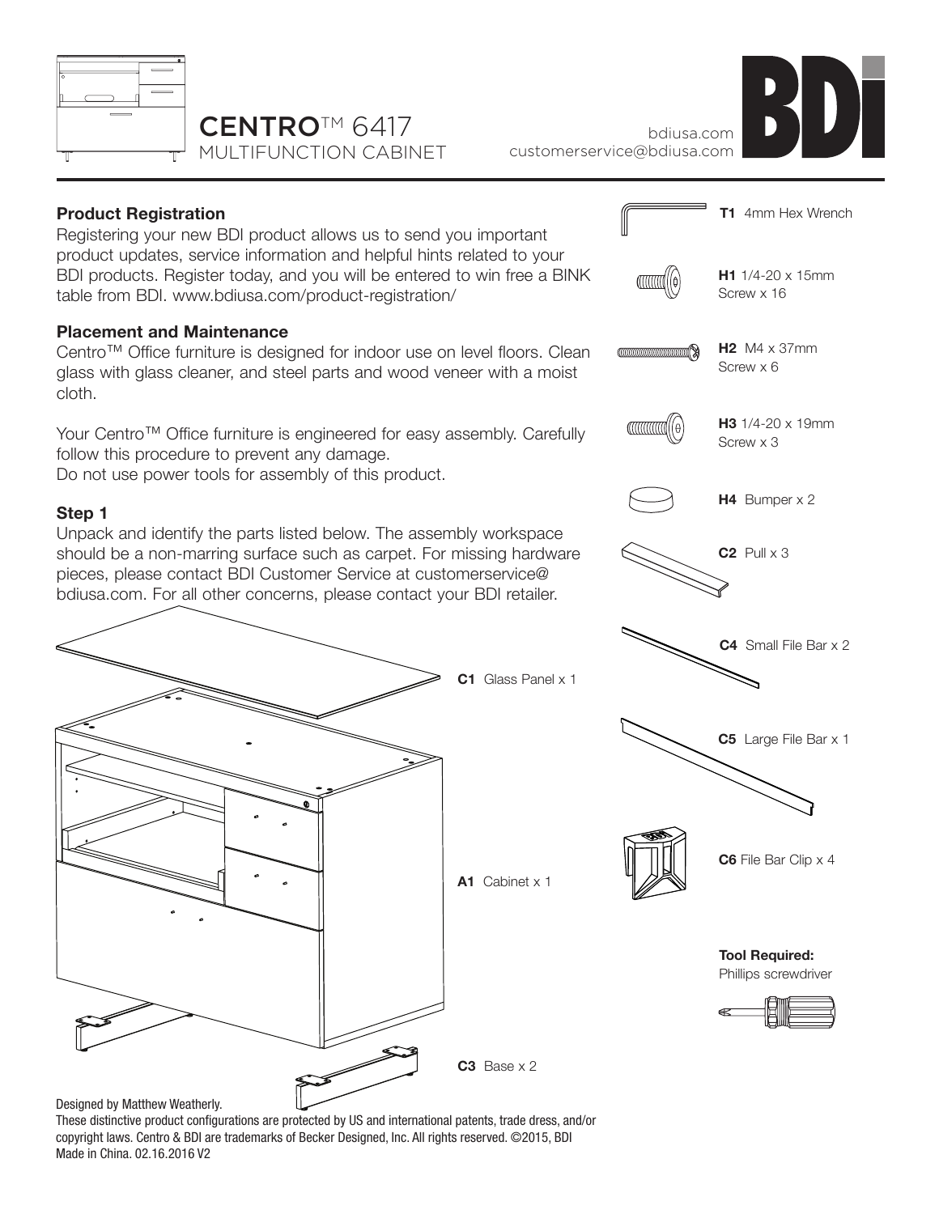# CENTRO™ 6417
## MULTIFUNCTION CABINET

bdiusa.com
customerservice@bdiusa.com

BDI

### Product Registration

Registering your new BDI product allows us to send you important product updates, service information and helpful hints related to your BDI products. Register today, and you will be entered to win free a BINK table from BDI. www.bdiusa.com/product-registration/

### Placement and Maintenance

Centro™ Office furniture is designed for indoor use on level floors. Clean glass with glass cleaner, and steel parts and wood veneer with a moist cloth.

Your Centro™ Office furniture is engineered for easy assembly. Carefully follow this procedure to prevent any damage.
Do not use power tools for assembly of this product.

### Step 1

Unpack and identify the parts listed below. The assembly workspace should be a non-marring surface such as carpet. For missing hardware pieces, please contact BDI Customer Service at customerservice@bdiusa.com. For all other concerns, please contact your BDI retailer.

**C1** Glass Panel x 1

**A1** Cabinet x 1

**C3** Base x 2

**T1** 4mm Hex Wrench

**H1** 1/4-20 x 15mm Screw x 16

**H2** M4 x 37mm Screw x 6

**H3** 1/4-20 x 19mm Screw x 3

**H4** Bumper x 2

**C2** Pull x 3

**C4** Small File Bar x 2

**C5** Large File Bar x 1

**C6** File Bar Clip x 4

**Tool Required:**
Phillips screwdriver

Designed by Matthew Weatherly.
These distinctive product configurations are protected by US and international patents, trade dress, and/or copyright laws. Centro & BDI are trademarks of Becker Designed, Inc. All rights reserved. ©2015, BDI
Made in China. 02.16.2016 V2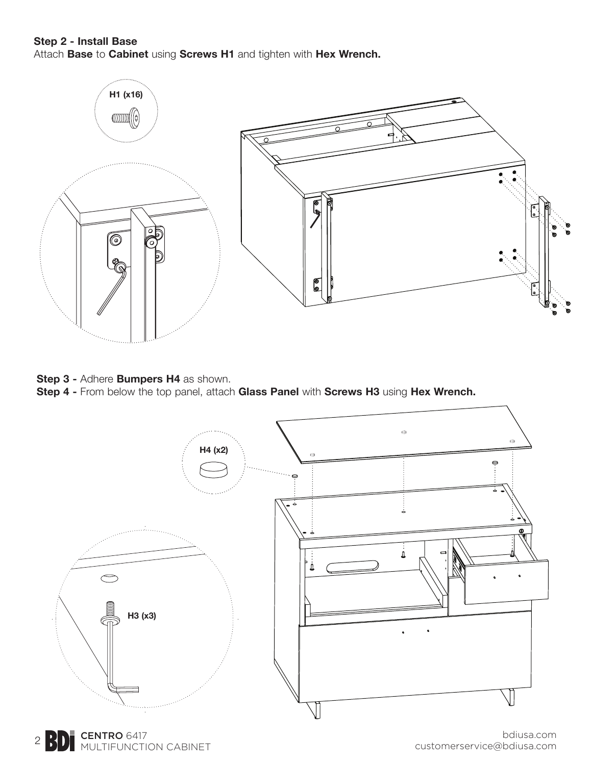**Step 2 - Install Base**
Attach **Base** to **Cabinet** using **Screws H1** and tighten with **Hex Wrench.**

H1 (x16)

**Step 3 -** Adhere **Bumpers H4** as shown.
**Step 4 -** From below the top panel, attach **Glass Panel** with **Screws H3** using **Hex Wrench.**

H4 (x2)

H3 (x3)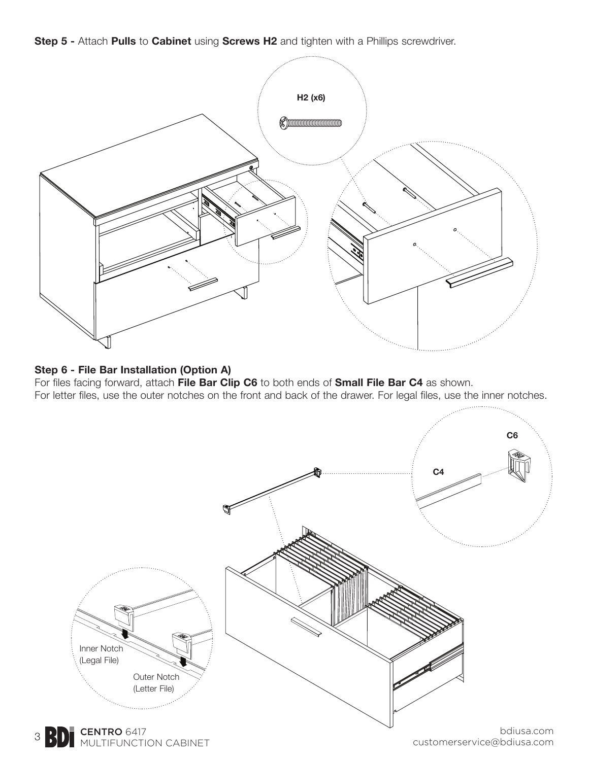**Step 5 -** Attach **Pulls** to **Cabinet** using **Screws H2** and tighten with a Phillips screwdriver.

H2 (x6)

**Step 6 - File Bar Installation (Option A)**

For files facing forward, attach **File Bar Clip C6** to both ends of **Small File Bar C4** as shown.
For letter files, use the outer notches on the front and back of the drawer. For legal files, use the inner notches.

C6

C4

Inner Notch (Legal File)

Outer Notch (Letter File)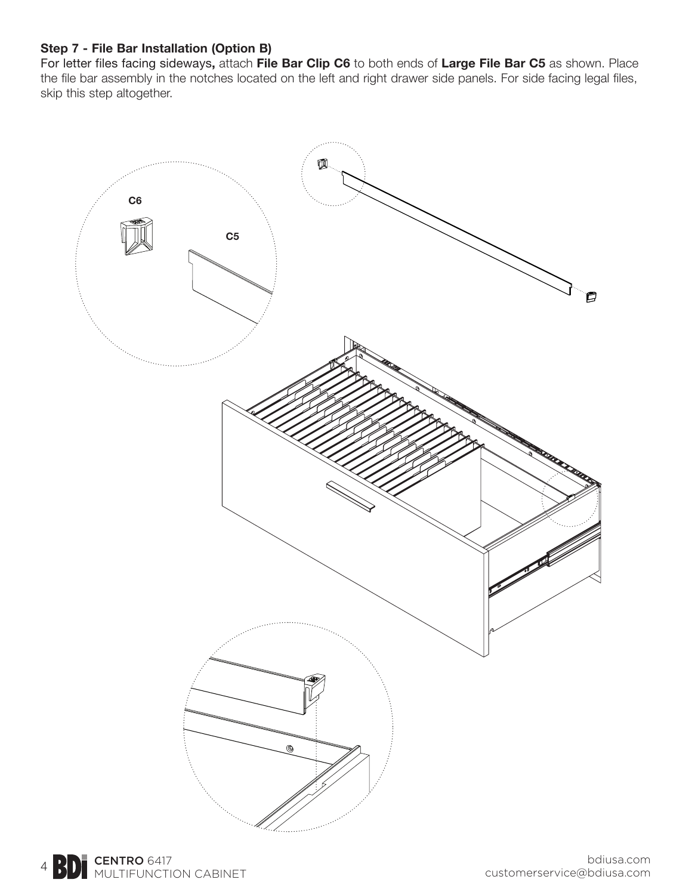**Step 7 - File Bar Installation (Option B)**

For letter files facing sideways**,** attach **File Bar Clip C6** to both ends of **Large File Bar C5** as shown. Place the file bar assembly in the notches located on the left and right drawer side panels. For side facing legal files, skip this step altogether.

C6

C5

**CENTRO** 6417
MULTIFUNCTION CABINET

bdiusa.com
customerservice@bdiusa.com